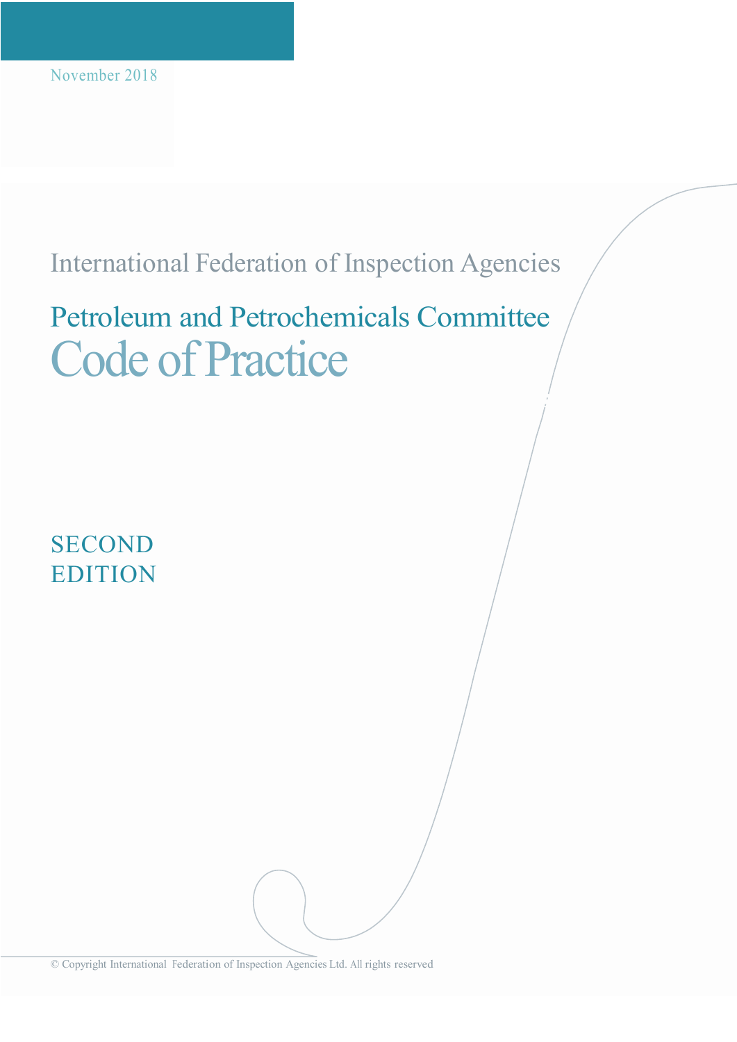November 2018

International Federation of Inspection Agencies

## Petroleum and Petrochemicals Committee

# Code of Practice

SECOND EDITION

© Copyright International Federation of Inspection Agencies Ltd. All rights reserved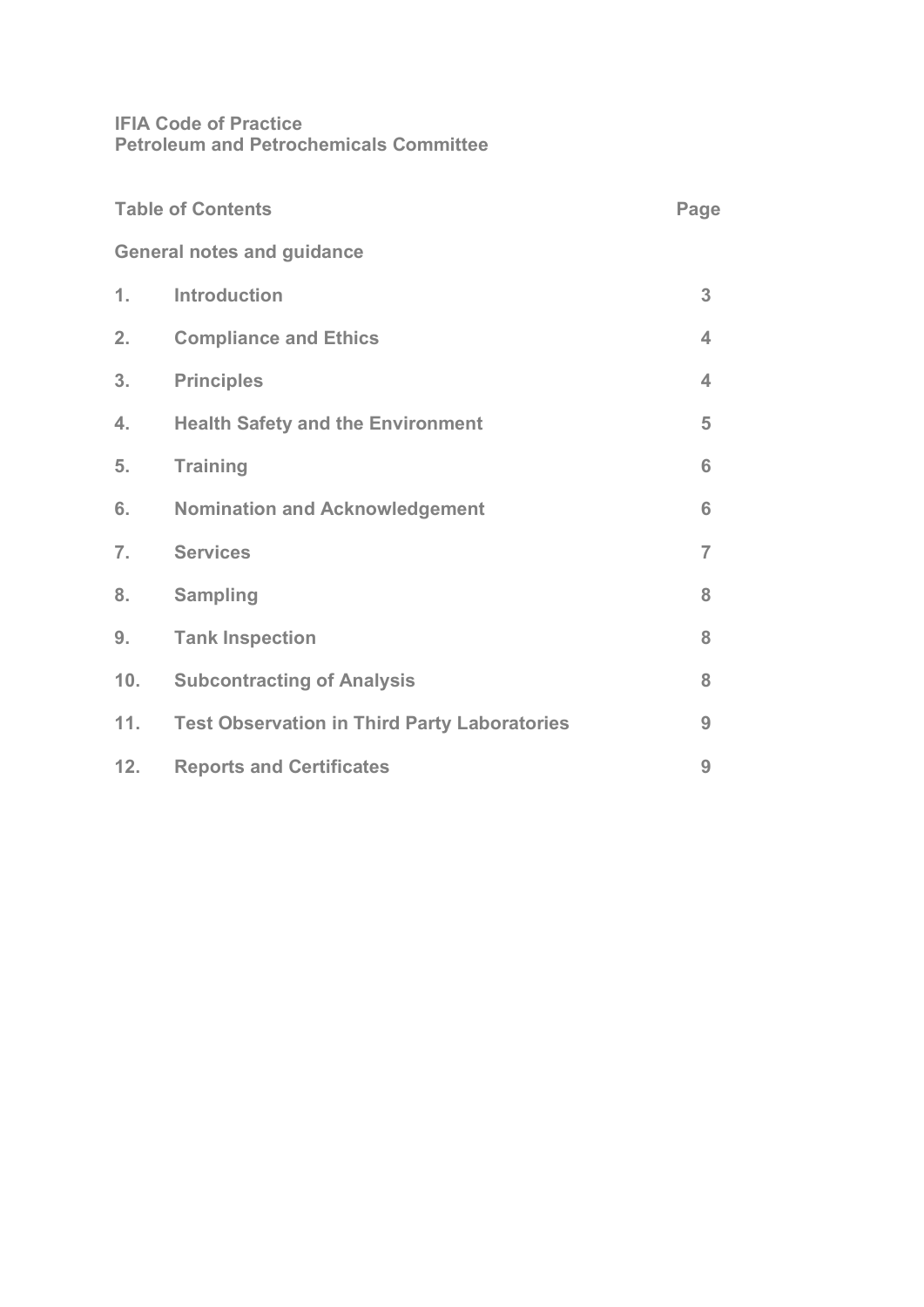**IFIA Code of Practice**
**Petroleum and Petrochemicals Committee**

| Table of Contents | | Page |
|---|---|---|
| General notes and guidance | | |
| 1. | Introduction | 3 |
| 2. | Compliance and Ethics | 4 |
| 3. | Principles | 4 |
| 4. | Health Safety and the Environment | 5 |
| 5. | Training | 6 |
| 6. | Nomination and Acknowledgement | 6 |
| 7. | Services | 7 |
| 8. | Sampling | 8 |
| 9. | Tank Inspection | 8 |
| 10. | Subcontracting of Analysis | 8 |
| 11. | Test Observation in Third Party Laboratories | 9 |
| 12. | Reports and Certificates | 9 |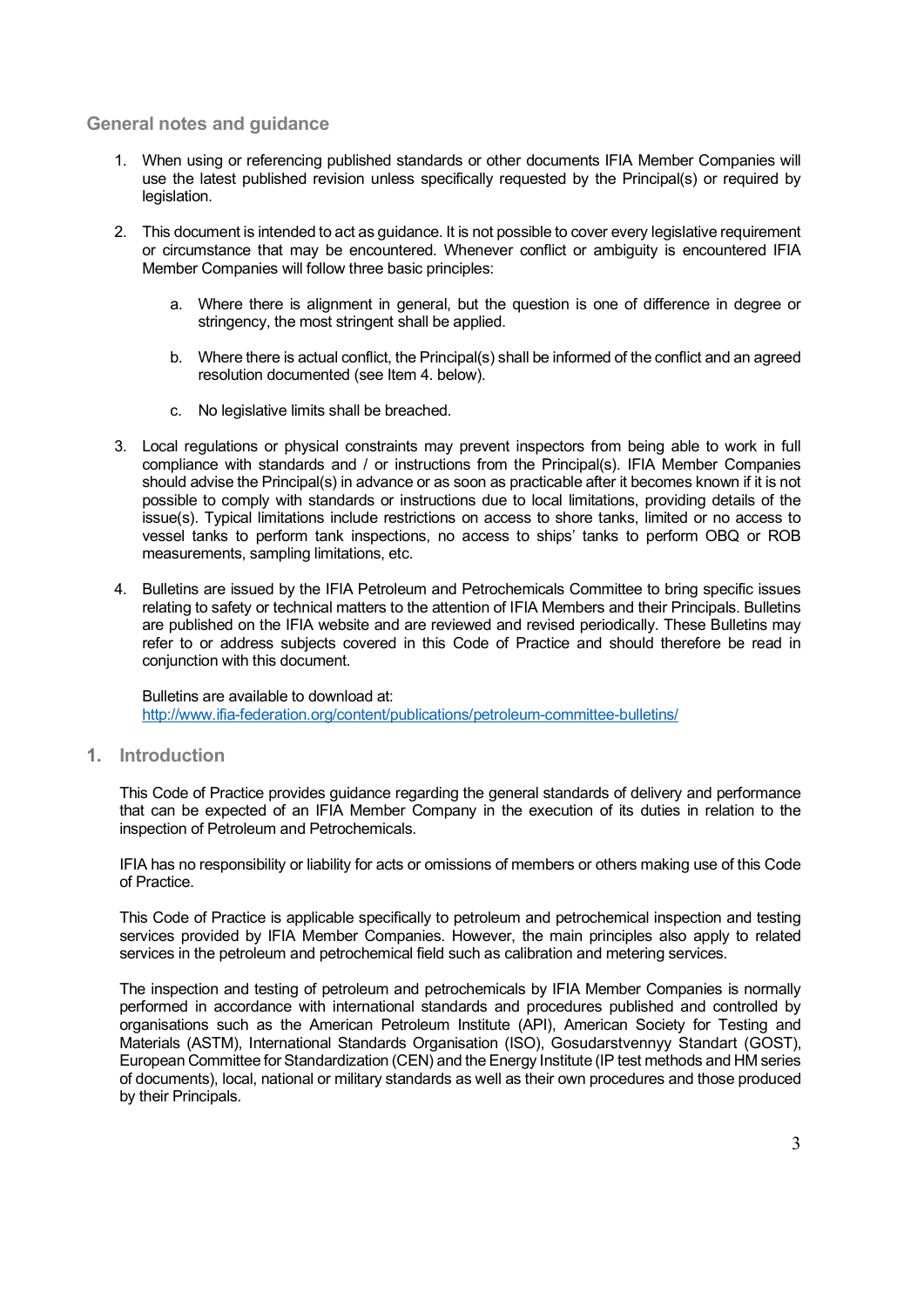## General notes and guidance

1. When using or referencing published standards or other documents IFIA Member Companies will use the latest published revision unless specifically requested by the Principal(s) or required by legislation.

2. This document is intended to act as guidance. It is not possible to cover every legislative requirement or circumstance that may be encountered. Whenever conflict or ambiguity is encountered IFIA Member Companies will follow three basic principles:

   a. Where there is alignment in general, but the question is one of difference in degree or stringency, the most stringent shall be applied.

   b. Where there is actual conflict, the Principal(s) shall be informed of the conflict and an agreed resolution documented (see Item 4. below).

   c. No legislative limits shall be breached.

3. Local regulations or physical constraints may prevent inspectors from being able to work in full compliance with standards and / or instructions from the Principal(s). IFIA Member Companies should advise the Principal(s) in advance or as soon as practicable after it becomes known if it is not possible to comply with standards or instructions due to local limitations, providing details of the issue(s). Typical limitations include restrictions on access to shore tanks, limited or no access to vessel tanks to perform tank inspections, no access to ships' tanks to perform OBQ or ROB measurements, sampling limitations, etc.

4. Bulletins are issued by the IFIA Petroleum and Petrochemicals Committee to bring specific issues relating to safety or technical matters to the attention of IFIA Members and their Principals. Bulletins are published on the IFIA website and are reviewed and revised periodically. These Bulletins may refer to or address subjects covered in this Code of Practice and should therefore be read in conjunction with this document.

   Bulletins are available to download at:
   http://www.ifia-federation.org/content/publications/petroleum-committee-bulletins/

## 1. Introduction

This Code of Practice provides guidance regarding the general standards of delivery and performance that can be expected of an IFIA Member Company in the execution of its duties in relation to the inspection of Petroleum and Petrochemicals.

IFIA has no responsibility or liability for acts or omissions of members or others making use of this Code of Practice.

This Code of Practice is applicable specifically to petroleum and petrochemical inspection and testing services provided by IFIA Member Companies. However, the main principles also apply to related services in the petroleum and petrochemical field such as calibration and metering services.

The inspection and testing of petroleum and petrochemicals by IFIA Member Companies is normally performed in accordance with international standards and procedures published and controlled by organisations such as the American Petroleum Institute (API), American Society for Testing and Materials (ASTM), International Standards Organisation (ISO), Gosudarstvennyy Standart (GOST), European Committee for Standardization (CEN) and the Energy Institute (IP test methods and HM series of documents), local, national or military standards as well as their own procedures and those produced by their Principals.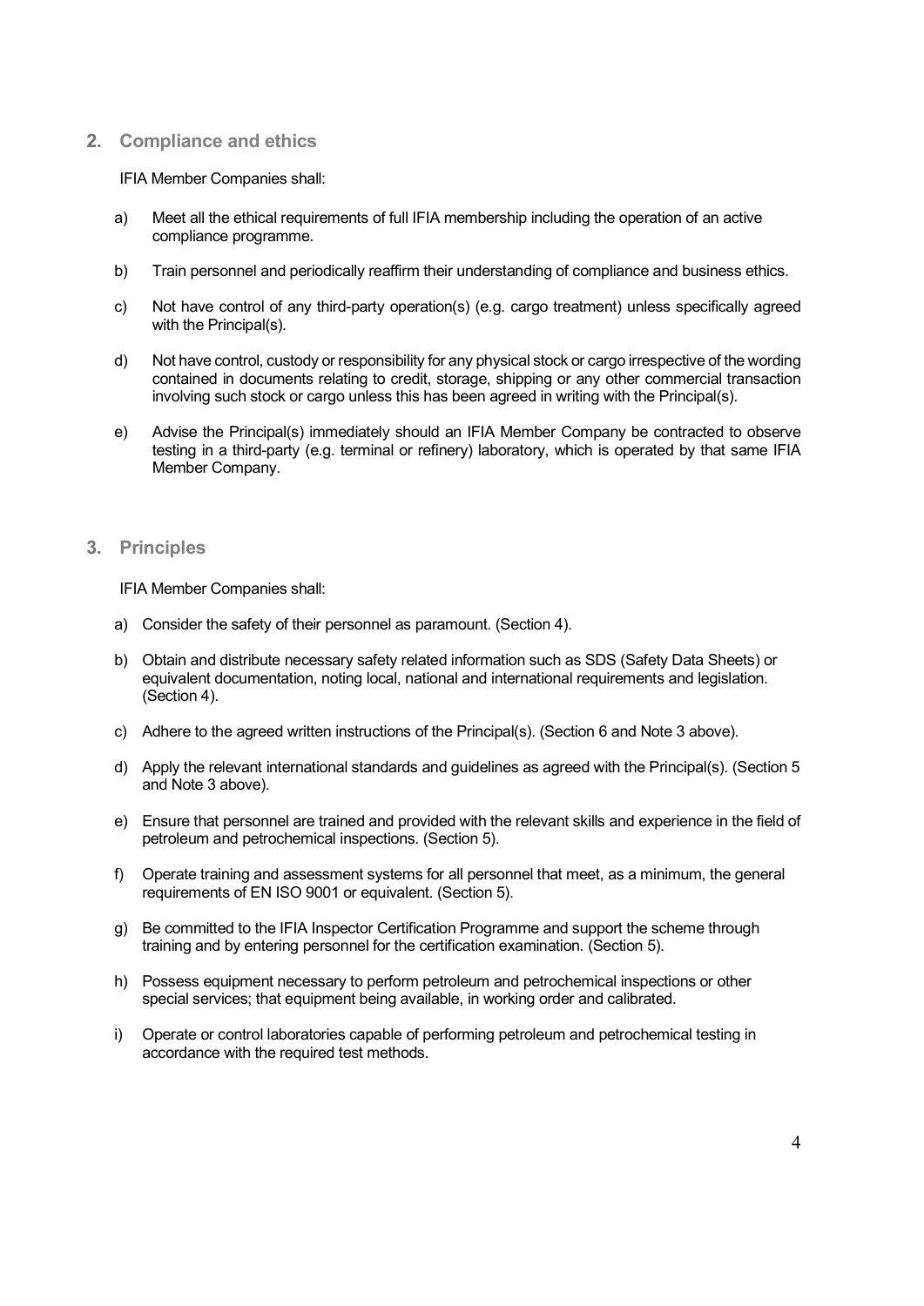## 2. Compliance and ethics

IFIA Member Companies shall:

a) Meet all the ethical requirements of full IFIA membership including the operation of an active compliance programme.

b) Train personnel and periodically reaffirm their understanding of compliance and business ethics.

c) Not have control of any third-party operation(s) (e.g. cargo treatment) unless specifically agreed with the Principal(s).

d) Not have control, custody or responsibility for any physical stock or cargo irrespective of the wording contained in documents relating to credit, storage, shipping or any other commercial transaction involving such stock or cargo unless this has been agreed in writing with the Principal(s).

e) Advise the Principal(s) immediately should an IFIA Member Company be contracted to observe testing in a third-party (e.g. terminal or refinery) laboratory, which is operated by that same IFIA Member Company.

## 3. Principles

IFIA Member Companies shall:

a) Consider the safety of their personnel as paramount. (Section 4).

b) Obtain and distribute necessary safety related information such as SDS (Safety Data Sheets) or equivalent documentation, noting local, national and international requirements and legislation. (Section 4).

c) Adhere to the agreed written instructions of the Principal(s). (Section 6 and Note 3 above).

d) Apply the relevant international standards and guidelines as agreed with the Principal(s). (Section 5 and Note 3 above).

e) Ensure that personnel are trained and provided with the relevant skills and experience in the field of petroleum and petrochemical inspections. (Section 5).

f) Operate training and assessment systems for all personnel that meet, as a minimum, the general requirements of EN ISO 9001 or equivalent. (Section 5).

g) Be committed to the IFIA Inspector Certification Programme and support the scheme through training and by entering personnel for the certification examination. (Section 5).

h) Possess equipment necessary to perform petroleum and petrochemical inspections or other special services; that equipment being available, in working order and calibrated.

i) Operate or control laboratories capable of performing petroleum and petrochemical testing in accordance with the required test methods.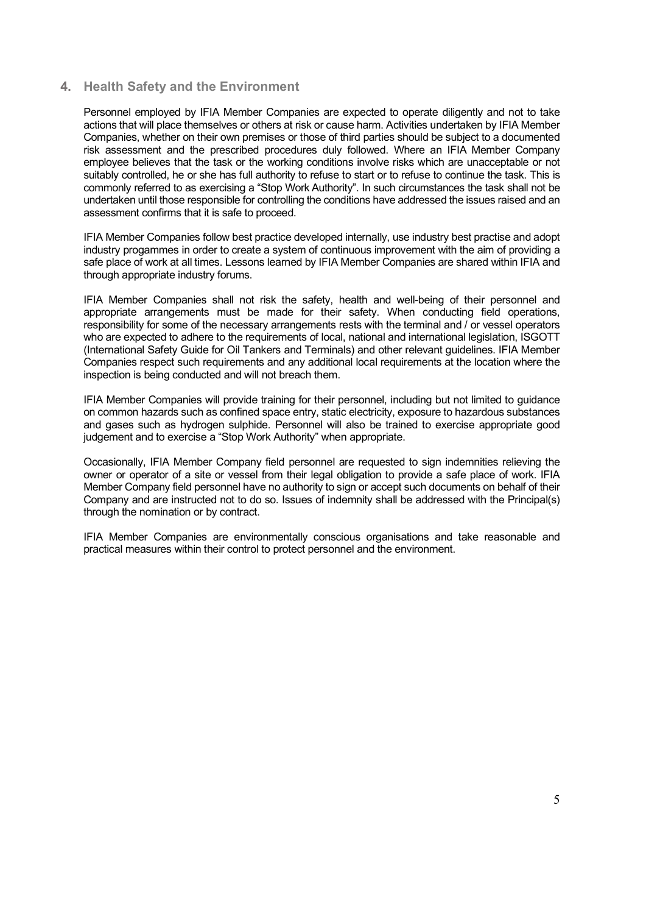## 4. Health Safety and the Environment

Personnel employed by IFIA Member Companies are expected to operate diligently and not to take actions that will place themselves or others at risk or cause harm. Activities undertaken by IFIA Member Companies, whether on their own premises or those of third parties should be subject to a documented risk assessment and the prescribed procedures duly followed. Where an IFIA Member Company employee believes that the task or the working conditions involve risks which are unacceptable or not suitably controlled, he or she has full authority to refuse to start or to refuse to continue the task. This is commonly referred to as exercising a "Stop Work Authority". In such circumstances the task shall not be undertaken until those responsible for controlling the conditions have addressed the issues raised and an assessment confirms that it is safe to proceed.

IFIA Member Companies follow best practice developed internally, use industry best practise and adopt industry progammes in order to create a system of continuous improvement with the aim of providing a safe place of work at all times. Lessons learned by IFIA Member Companies are shared within IFIA and through appropriate industry forums.

IFIA Member Companies shall not risk the safety, health and well-being of their personnel and appropriate arrangements must be made for their safety. When conducting field operations, responsibility for some of the necessary arrangements rests with the terminal and / or vessel operators who are expected to adhere to the requirements of local, national and international legislation, ISGOTT (International Safety Guide for Oil Tankers and Terminals) and other relevant guidelines. IFIA Member Companies respect such requirements and any additional local requirements at the location where the inspection is being conducted and will not breach them.

IFIA Member Companies will provide training for their personnel, including but not limited to guidance on common hazards such as confined space entry, static electricity, exposure to hazardous substances and gases such as hydrogen sulphide. Personnel will also be trained to exercise appropriate good judgement and to exercise a "Stop Work Authority" when appropriate.

Occasionally, IFIA Member Company field personnel are requested to sign indemnities relieving the owner or operator of a site or vessel from their legal obligation to provide a safe place of work. IFIA Member Company field personnel have no authority to sign or accept such documents on behalf of their Company and are instructed not to do so. Issues of indemnity shall be addressed with the Principal(s) through the nomination or by contract.

IFIA Member Companies are environmentally conscious organisations and take reasonable and practical measures within their control to protect personnel and the environment.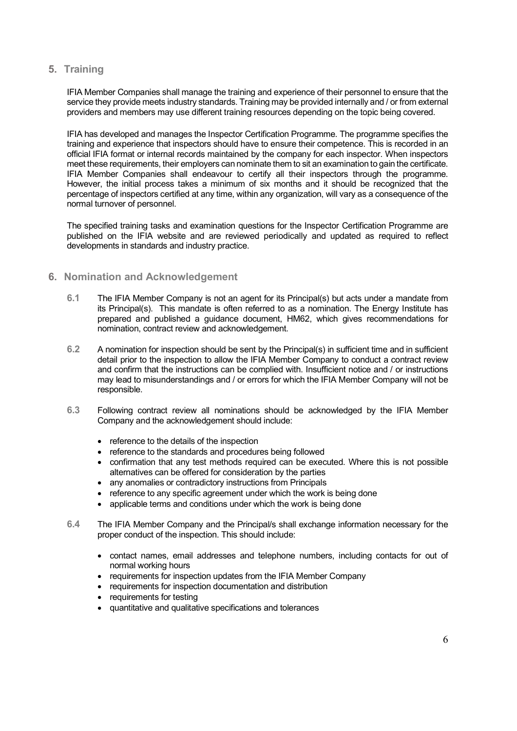## 5. Training

IFIA Member Companies shall manage the training and experience of their personnel to ensure that the service they provide meets industry standards. Training may be provided internally and / or from external providers and members may use different training resources depending on the topic being covered.

IFIA has developed and manages the Inspector Certification Programme. The programme specifies the training and experience that inspectors should have to ensure their competence. This is recorded in an official IFIA format or internal records maintained by the company for each inspector. When inspectors meet these requirements, their employers can nominate them to sit an examination to gain the certificate. IFIA Member Companies shall endeavour to certify all their inspectors through the programme. However, the initial process takes a minimum of six months and it should be recognized that the percentage of inspectors certified at any time, within any organization, will vary as a consequence of the normal turnover of personnel.

The specified training tasks and examination questions for the Inspector Certification Programme are published on the IFIA website and are reviewed periodically and updated as required to reflect developments in standards and industry practice.

## 6. Nomination and Acknowledgement

**6.1** The IFIA Member Company is not an agent for its Principal(s) but acts under a mandate from its Principal(s). This mandate is often referred to as a nomination. The Energy Institute has prepared and published a guidance document, HM62, which gives recommendations for nomination, contract review and acknowledgement.

**6.2** A nomination for inspection should be sent by the Principal(s) in sufficient time and in sufficient detail prior to the inspection to allow the IFIA Member Company to conduct a contract review and confirm that the instructions can be complied with. Insufficient notice and / or instructions may lead to misunderstandings and / or errors for which the IFIA Member Company will not be responsible.

**6.3** Following contract review all nominations should be acknowledged by the IFIA Member Company and the acknowledgement should include:

- reference to the details of the inspection
- reference to the standards and procedures being followed
- confirmation that any test methods required can be executed. Where this is not possible alternatives can be offered for consideration by the parties
- any anomalies or contradictory instructions from Principals
- reference to any specific agreement under which the work is being done
- applicable terms and conditions under which the work is being done

**6.4** The IFIA Member Company and the Principal/s shall exchange information necessary for the proper conduct of the inspection. This should include:

- contact names, email addresses and telephone numbers, including contacts for out of normal working hours
- requirements for inspection updates from the IFIA Member Company
- requirements for inspection documentation and distribution
- requirements for testing
- quantitative and qualitative specifications and tolerances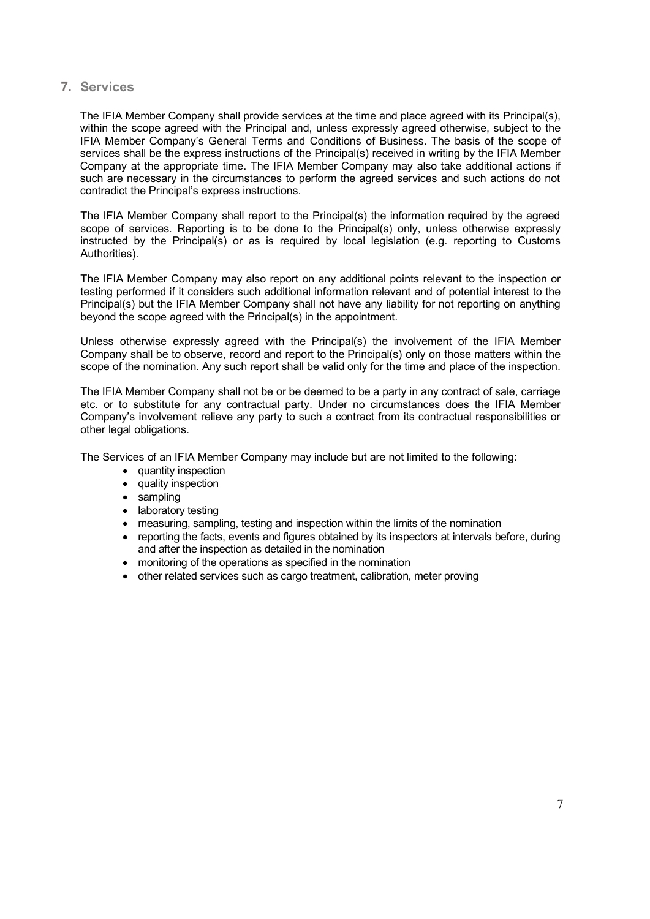## 7. Services

The IFIA Member Company shall provide services at the time and place agreed with its Principal(s), within the scope agreed with the Principal and, unless expressly agreed otherwise, subject to the IFIA Member Company's General Terms and Conditions of Business. The basis of the scope of services shall be the express instructions of the Principal(s) received in writing by the IFIA Member Company at the appropriate time. The IFIA Member Company may also take additional actions if such are necessary in the circumstances to perform the agreed services and such actions do not contradict the Principal's express instructions.

The IFIA Member Company shall report to the Principal(s) the information required by the agreed scope of services. Reporting is to be done to the Principal(s) only, unless otherwise expressly instructed by the Principal(s) or as is required by local legislation (e.g. reporting to Customs Authorities).

The IFIA Member Company may also report on any additional points relevant to the inspection or testing performed if it considers such additional information relevant and of potential interest to the Principal(s) but the IFIA Member Company shall not have any liability for not reporting on anything beyond the scope agreed with the Principal(s) in the appointment.

Unless otherwise expressly agreed with the Principal(s) the involvement of the IFIA Member Company shall be to observe, record and report to the Principal(s) only on those matters within the scope of the nomination. Any such report shall be valid only for the time and place of the inspection.

The IFIA Member Company shall not be or be deemed to be a party in any contract of sale, carriage etc. or to substitute for any contractual party. Under no circumstances does the IFIA Member Company's involvement relieve any party to such a contract from its contractual responsibilities or other legal obligations.

The Services of an IFIA Member Company may include but are not limited to the following:

- quantity inspection
- quality inspection
- sampling
- laboratory testing
- measuring, sampling, testing and inspection within the limits of the nomination
- reporting the facts, events and figures obtained by its inspectors at intervals before, during and after the inspection as detailed in the nomination
- monitoring of the operations as specified in the nomination
- other related services such as cargo treatment, calibration, meter proving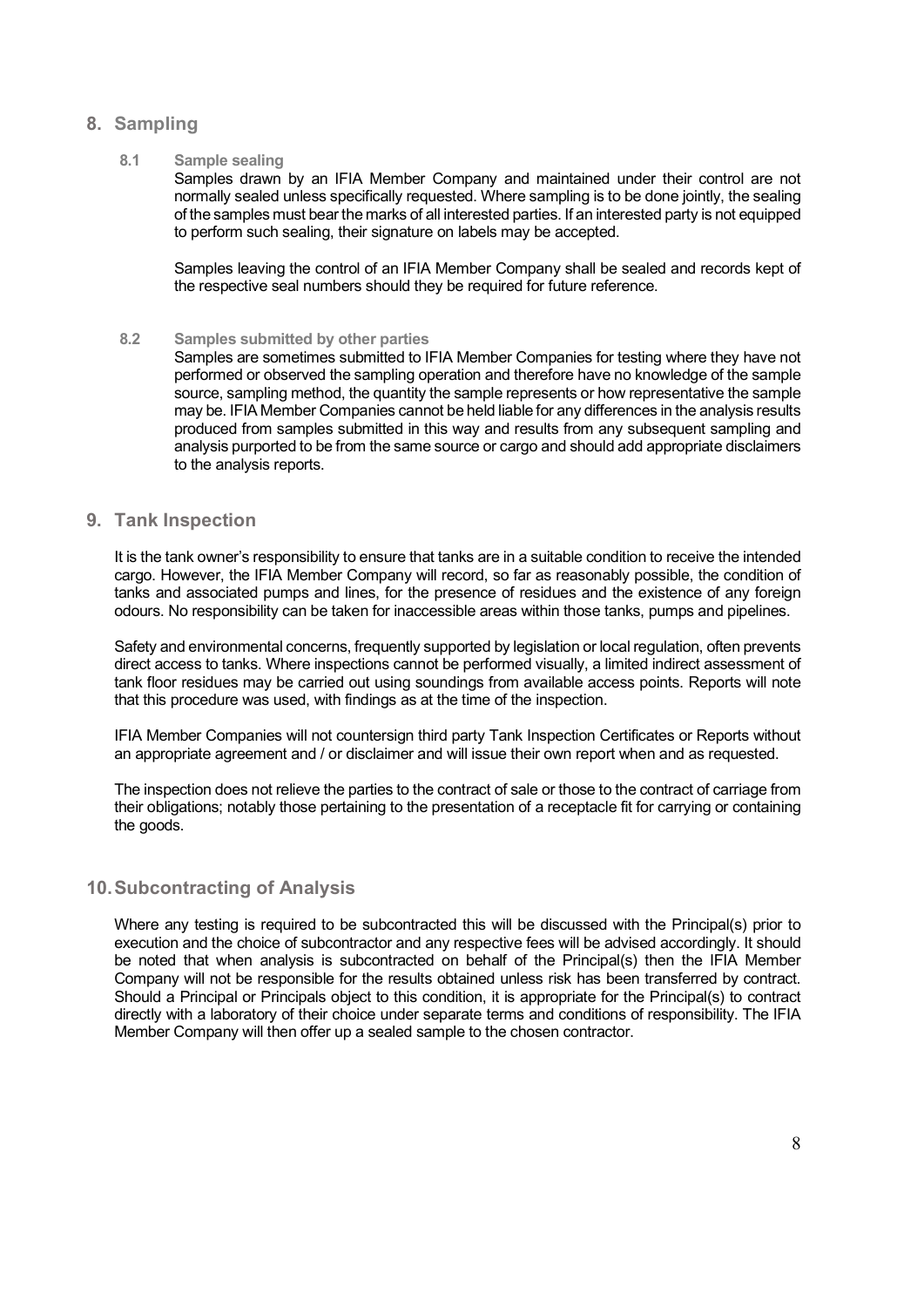## 8. Sampling

### 8.1 Sample sealing

Samples drawn by an IFIA Member Company and maintained under their control are not normally sealed unless specifically requested. Where sampling is to be done jointly, the sealing of the samples must bear the marks of all interested parties. If an interested party is not equipped to perform such sealing, their signature on labels may be accepted.

Samples leaving the control of an IFIA Member Company shall be sealed and records kept of the respective seal numbers should they be required for future reference.

### 8.2 Samples submitted by other parties

Samples are sometimes submitted to IFIA Member Companies for testing where they have not performed or observed the sampling operation and therefore have no knowledge of the sample source, sampling method, the quantity the sample represents or how representative the sample may be. IFIA Member Companies cannot be held liable for any differences in the analysis results produced from samples submitted in this way and results from any subsequent sampling and analysis purported to be from the same source or cargo and should add appropriate disclaimers to the analysis reports.

## 9. Tank Inspection

It is the tank owner's responsibility to ensure that tanks are in a suitable condition to receive the intended cargo. However, the IFIA Member Company will record, so far as reasonably possible, the condition of tanks and associated pumps and lines, for the presence of residues and the existence of any foreign odours. No responsibility can be taken for inaccessible areas within those tanks, pumps and pipelines.

Safety and environmental concerns, frequently supported by legislation or local regulation, often prevents direct access to tanks. Where inspections cannot be performed visually, a limited indirect assessment of tank floor residues may be carried out using soundings from available access points. Reports will note that this procedure was used, with findings as at the time of the inspection.

IFIA Member Companies will not countersign third party Tank Inspection Certificates or Reports without an appropriate agreement and / or disclaimer and will issue their own report when and as requested.

The inspection does not relieve the parties to the contract of sale or those to the contract of carriage from their obligations; notably those pertaining to the presentation of a receptacle fit for carrying or containing the goods.

## 10. Subcontracting of Analysis

Where any testing is required to be subcontracted this will be discussed with the Principal(s) prior to execution and the choice of subcontractor and any respective fees will be advised accordingly. It should be noted that when analysis is subcontracted on behalf of the Principal(s) then the IFIA Member Company will not be responsible for the results obtained unless risk has been transferred by contract. Should a Principal or Principals object to this condition, it is appropriate for the Principal(s) to contract directly with a laboratory of their choice under separate terms and conditions of responsibility. The IFIA Member Company will then offer up a sealed sample to the chosen contractor.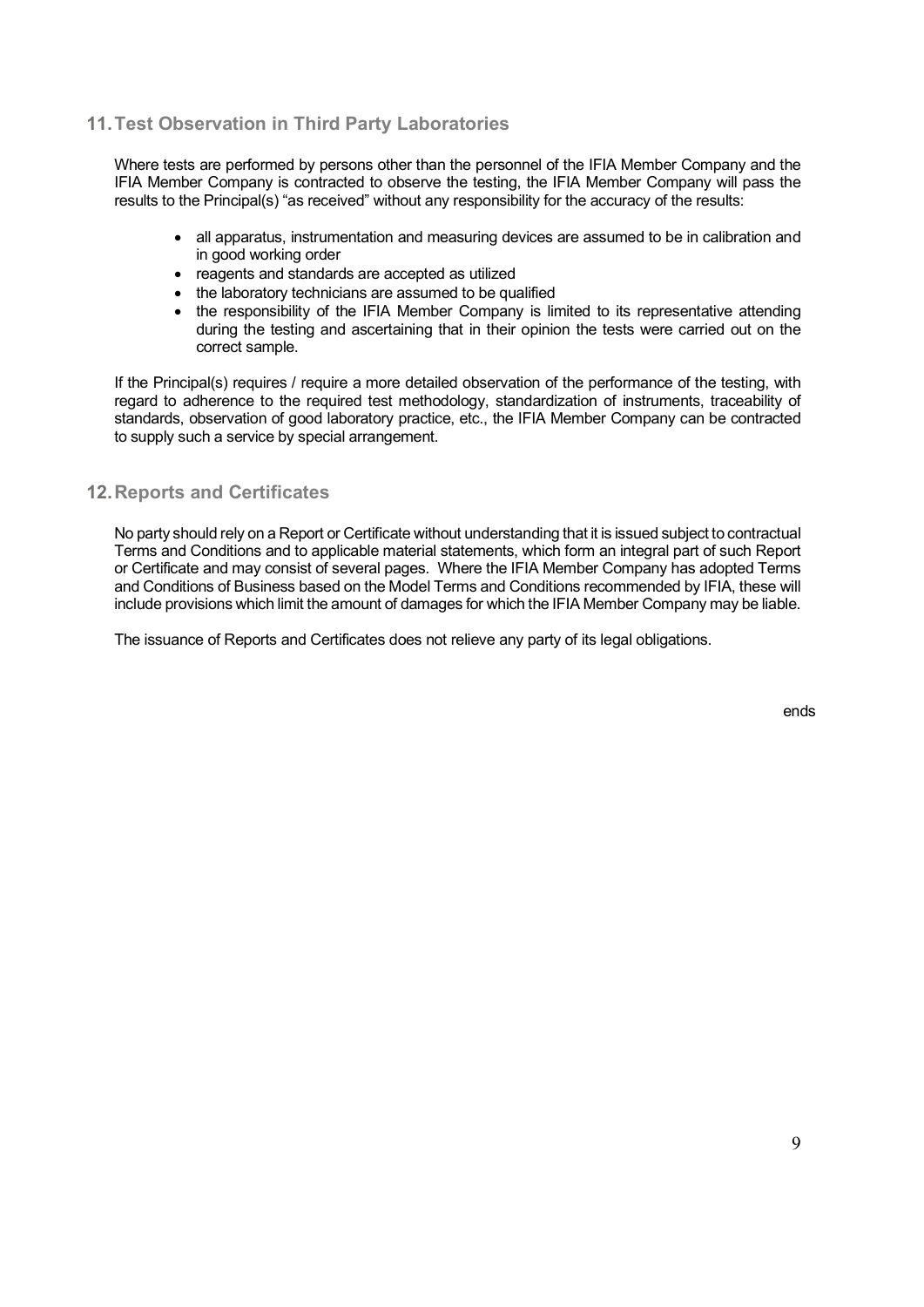## 11. Test Observation in Third Party Laboratories

Where tests are performed by persons other than the personnel of the IFIA Member Company and the IFIA Member Company is contracted to observe the testing, the IFIA Member Company will pass the results to the Principal(s) "as received" without any responsibility for the accuracy of the results:

- all apparatus, instrumentation and measuring devices are assumed to be in calibration and in good working order
- reagents and standards are accepted as utilized
- the laboratory technicians are assumed to be qualified
- the responsibility of the IFIA Member Company is limited to its representative attending during the testing and ascertaining that in their opinion the tests were carried out on the correct sample.

If the Principal(s) requires / require a more detailed observation of the performance of the testing, with regard to adherence to the required test methodology, standardization of instruments, traceability of standards, observation of good laboratory practice, etc., the IFIA Member Company can be contracted to supply such a service by special arrangement.

## 12. Reports and Certificates

No party should rely on a Report or Certificate without understanding that it is issued subject to contractual Terms and Conditions and to applicable material statements, which form an integral part of such Report or Certificate and may consist of several pages. Where the IFIA Member Company has adopted Terms and Conditions of Business based on the Model Terms and Conditions recommended by IFIA, these will include provisions which limit the amount of damages for which the IFIA Member Company may be liable.

The issuance of Reports and Certificates does not relieve any party of its legal obligations.

ends